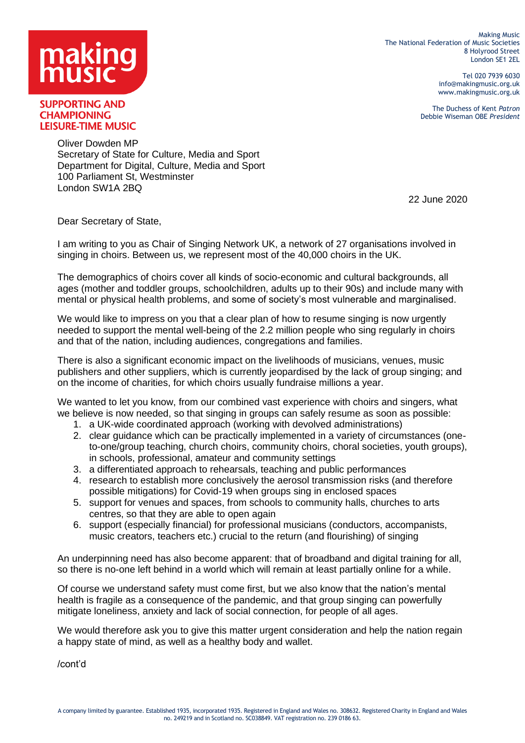making music

SUPPORTING AND CHAMPIONING LEISURE-TIME MUSIC

Making Music
The National Federation of Music Societies
8 Holyrood Street
London SE1 2EL

Tel 020 7939 6030
info@makingmusic.org.uk
www.makingmusic.org.uk

The Duchess of Kent *Patron*
Debbie Wiseman OBE *President*

Oliver Dowden MP
Secretary of State for Culture, Media and Sport
Department for Digital, Culture, Media and Sport
100 Parliament St, Westminster
London SW1A 2BQ

22 June 2020

Dear Secretary of State,

I am writing to you as Chair of Singing Network UK, a network of 27 organisations involved in singing in choirs. Between us, we represent most of the 40,000 choirs in the UK.

The demographics of choirs cover all kinds of socio-economic and cultural backgrounds, all ages (mother and toddler groups, schoolchildren, adults up to their 90s) and include many with mental or physical health problems, and some of society's most vulnerable and marginalised.

We would like to impress on you that a clear plan of how to resume singing is now urgently needed to support the mental well-being of the 2.2 million people who sing regularly in choirs and that of the nation, including audiences, congregations and families.

There is also a significant economic impact on the livelihoods of musicians, venues, music publishers and other suppliers, which is currently jeopardised by the lack of group singing; and on the income of charities, for which choirs usually fundraise millions a year.

We wanted to let you know, from our combined vast experience with choirs and singers, what we believe is now needed, so that singing in groups can safely resume as soon as possible:

1. a UK-wide coordinated approach (working with devolved administrations)
2. clear guidance which can be practically implemented in a variety of circumstances (one-to-one/group teaching, church choirs, community choirs, choral societies, youth groups), in schools, professional, amateur and community settings
3. a differentiated approach to rehearsals, teaching and public performances
4. research to establish more conclusively the aerosol transmission risks (and therefore possible mitigations) for Covid-19 when groups sing in enclosed spaces
5. support for venues and spaces, from schools to community halls, churches to arts centres, so that they are able to open again
6. support (especially financial) for professional musicians (conductors, accompanists, music creators, teachers etc.) crucial to the return (and flourishing) of singing

An underpinning need has also become apparent: that of broadband and digital training for all, so there is no-one left behind in a world which will remain at least partially online for a while.

Of course we understand safety must come first, but we also know that the nation's mental health is fragile as a consequence of the pandemic, and that group singing can powerfully mitigate loneliness, anxiety and lack of social connection, for people of all ages.

We would therefore ask you to give this matter urgent consideration and help the nation regain a happy state of mind, as well as a healthy body and wallet.

/cont'd

A company limited by guarantee. Established 1935, incorporated 1935. Registered in England and Wales no. 308632. Registered Charity in England and Wales no. 249219 and in Scotland no. SC038849. VAT registration no. 239 0186 63.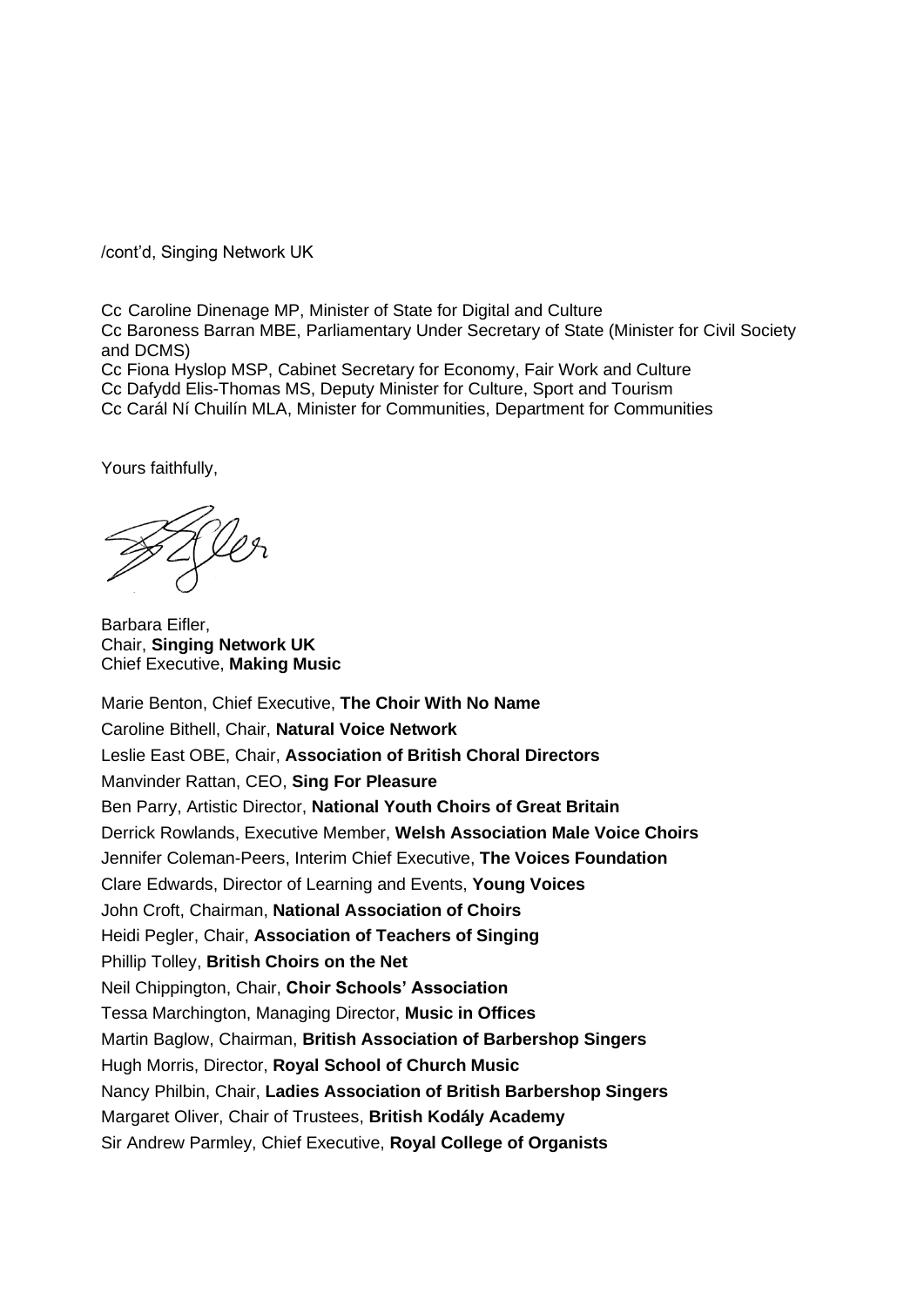/cont'd, Singing Network UK

Cc Caroline Dinenage MP, Minister of State for Digital and Culture
Cc Baroness Barran MBE, Parliamentary Under Secretary of State (Minister for Civil Society and DCMS)
Cc Fiona Hyslop MSP, Cabinet Secretary for Economy, Fair Work and Culture
Cc Dafydd Elis-Thomas MS, Deputy Minister for Culture, Sport and Tourism
Cc Carál Ní Chuilín MLA, Minister for Communities, Department for Communities

Yours faithfully,

Barbara Eifler,
Chair, **Singing Network UK**
Chief Executive, **Making Music**

Marie Benton, Chief Executive, **The Choir With No Name**
Caroline Bithell, Chair, **Natural Voice Network**
Leslie East OBE, Chair, **Association of British Choral Directors**
Manvinder Rattan, CEO, **Sing For Pleasure**
Ben Parry, Artistic Director, **National Youth Choirs of Great Britain**
Derrick Rowlands, Executive Member, **Welsh Association Male Voice Choirs**
Jennifer Coleman-Peers, Interim Chief Executive, **The Voices Foundation**
Clare Edwards, Director of Learning and Events, **Young Voices**
John Croft, Chairman, **National Association of Choirs**
Heidi Pegler, Chair, **Association of Teachers of Singing**
Phillip Tolley, **British Choirs on the Net**
Neil Chippington, Chair, **Choir Schools' Association**
Tessa Marchington, Managing Director, **Music in Offices**
Martin Baglow, Chairman, **British Association of Barbershop Singers**
Hugh Morris, Director, **Royal School of Church Music**
Nancy Philbin, Chair, **Ladies Association of British Barbershop Singers**
Margaret Oliver, Chair of Trustees, **British Kodály Academy**
Sir Andrew Parmley, Chief Executive, **Royal College of Organists**